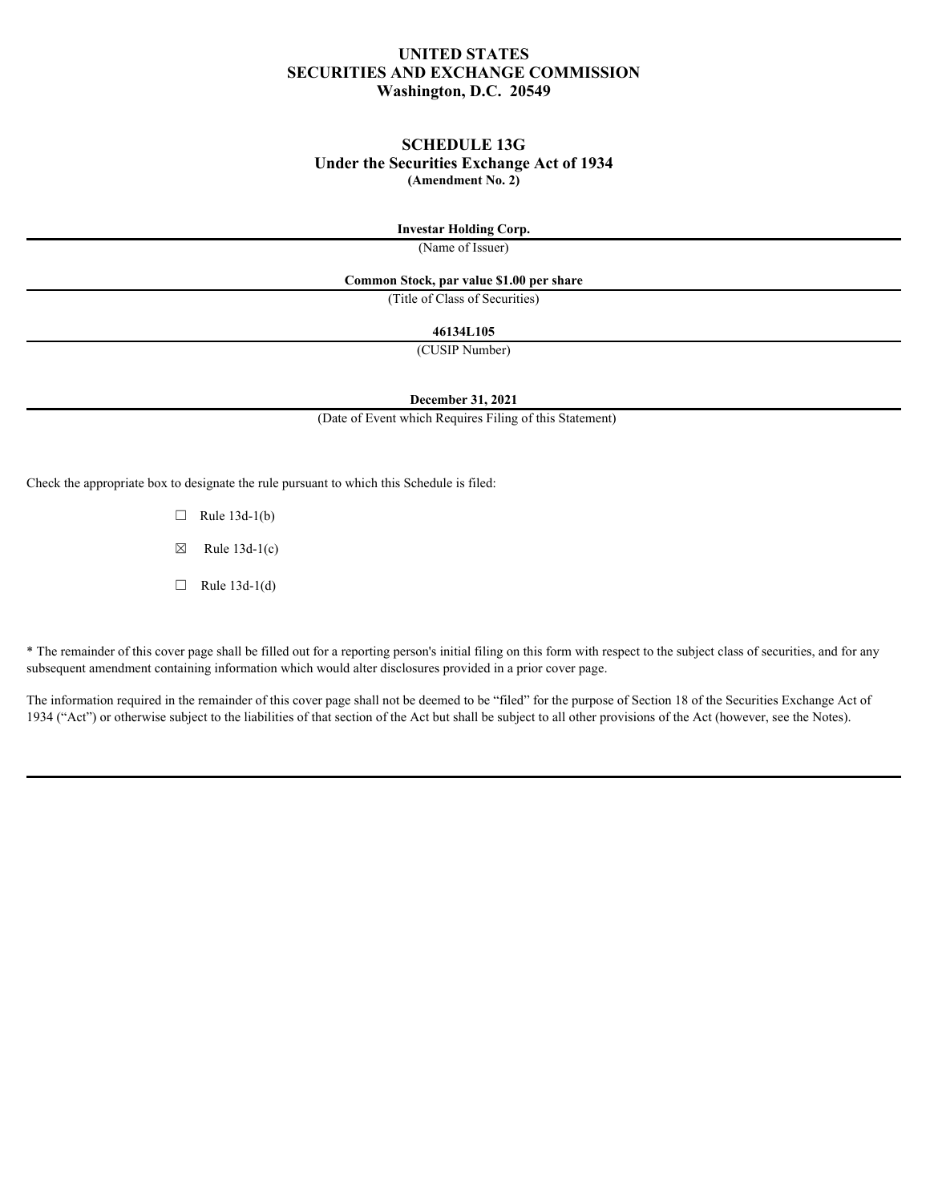**UNITED STATES**
**SECURITIES AND EXCHANGE COMMISSION**
**Washington, D.C. 20549**

**SCHEDULE 13G**
**Under the Securities Exchange Act of 1934**
**(Amendment No. 2)**

**Investar Holding Corp.**
(Name of Issuer)

**Common Stock, par value $1.00 per share**
(Title of Class of Securities)

**46134L105**
(CUSIP Number)

**December 31, 2021**
(Date of Event which Requires Filing of this Statement)

Check the appropriate box to designate the rule pursuant to which this Schedule is filed:

☐ Rule 13d-1(b)

☒ Rule 13d-1(c)

☐ Rule 13d-1(d)

* The remainder of this cover page shall be filled out for a reporting person's initial filing on this form with respect to the subject class of securities, and for any subsequent amendment containing information which would alter disclosures provided in a prior cover page.

The information required in the remainder of this cover page shall not be deemed to be "filed" for the purpose of Section 18 of the Securities Exchange Act of 1934 ("Act") or otherwise subject to the liabilities of that section of the Act but shall be subject to all other provisions of the Act (however, see the Notes).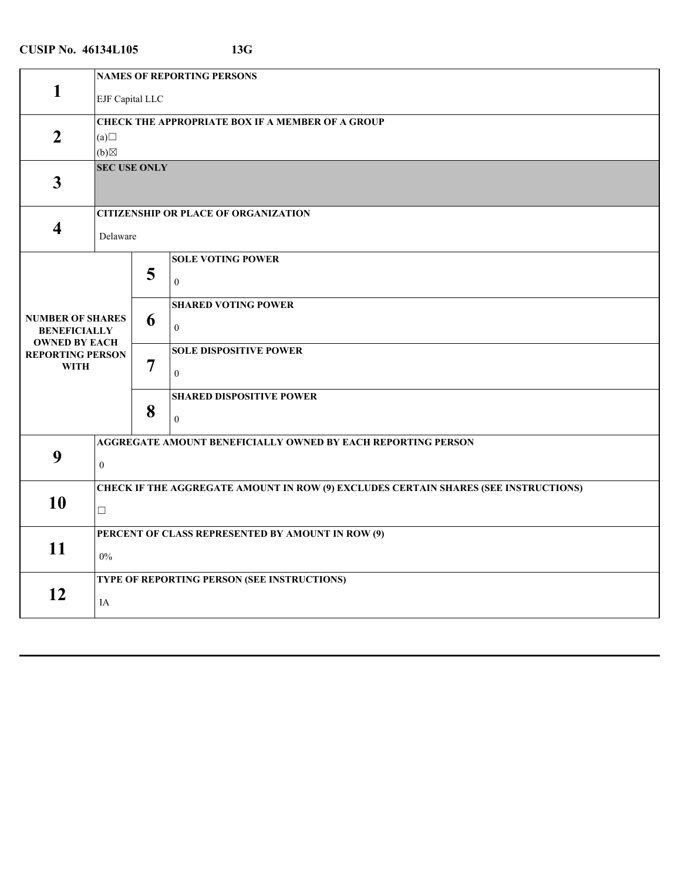**CUSIP No. 46134L105 13G**

| | | | |
|---|---|---|---|
| **1** | **NAMES OF REPORTING PERSONS**<br><br>EJF Capital LLC | | |
| **2** | **CHECK THE APPROPRIATE BOX IF A MEMBER OF A GROUP**<br>(a)☐<br>(b)☒ | | |
| **3** | **SEC USE ONLY** | | |
| **4** | **CITIZENSHIP OR PLACE OF ORGANIZATION**<br><br>Delaware | | |
| **NUMBER OF SHARES BENEFICIALLY OWNED BY EACH REPORTING PERSON WITH** | **5** | **SOLE VOTING POWER**<br><br>0 | |
| | **6** | **SHARED VOTING POWER**<br><br>0 | |
| | **7** | **SOLE DISPOSITIVE POWER**<br><br>0 | |
| | **8** | **SHARED DISPOSITIVE POWER**<br><br>0 | |
| **9** | **AGGREGATE AMOUNT BENEFICIALLY OWNED BY EACH REPORTING PERSON**<br><br>0 | | |
| **10** | **CHECK IF THE AGGREGATE AMOUNT IN ROW (9) EXCLUDES CERTAIN SHARES (SEE INSTRUCTIONS)**<br><br>☐ | | |
| **11** | **PERCENT OF CLASS REPRESENTED BY AMOUNT IN ROW (9)**<br><br>0% | | |
| **12** | **TYPE OF REPORTING PERSON (SEE INSTRUCTIONS)**<br><br>IA | | |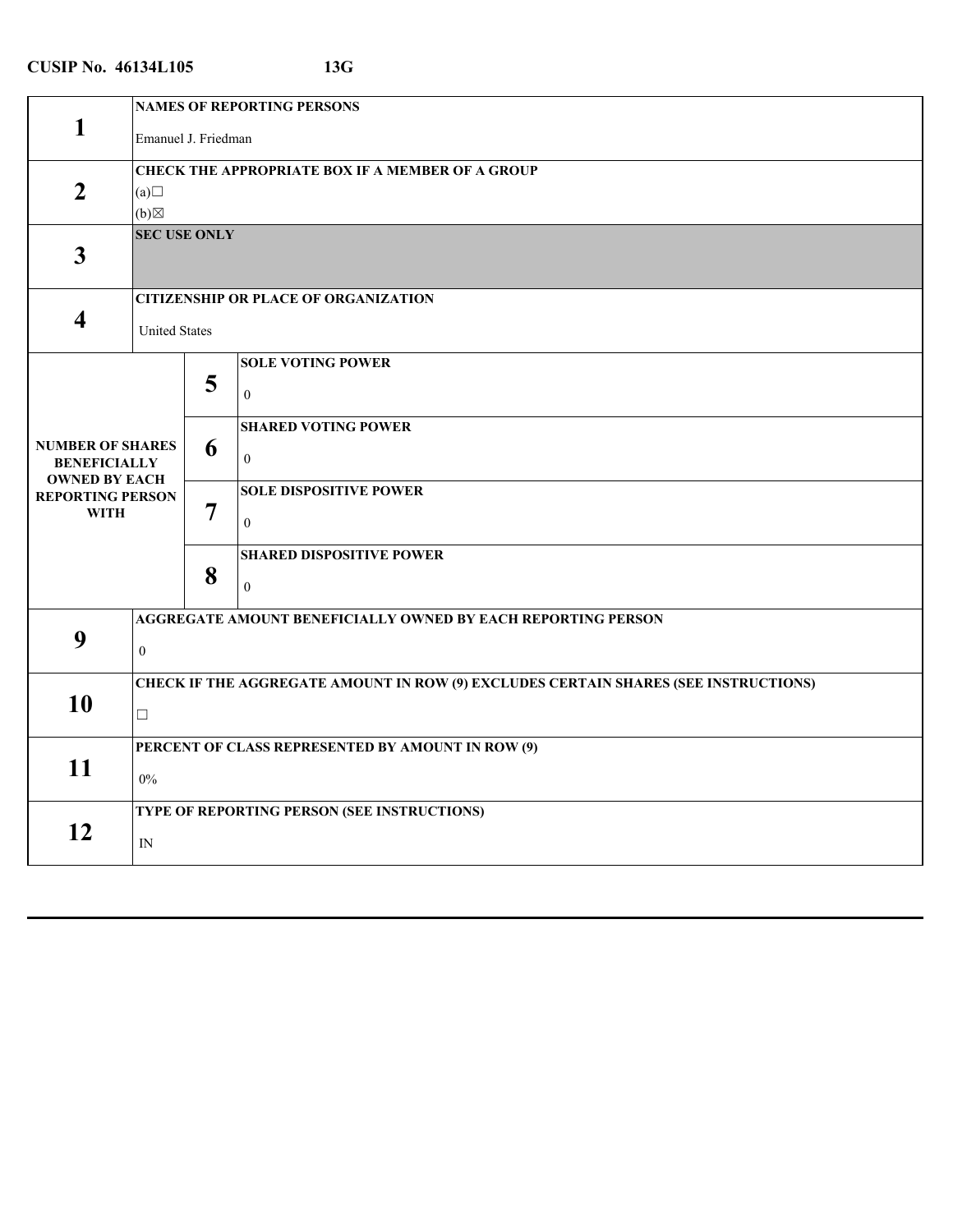**CUSIP No. 46134L105** **13G**

| | | |
|---|---|---|
| **1** | **NAMES OF REPORTING PERSONS** | |
| | Emanuel J. Friedman | |
| **2** | **CHECK THE APPROPRIATE BOX IF A MEMBER OF A GROUP** | |
| | (a)☐ (b)☒ | |
| **3** | **SEC USE ONLY** | |
| **4** | **CITIZENSHIP OR PLACE OF ORGANIZATION** | |
| | United States | |
| **NUMBER OF SHARES BENEFICIALLY OWNED BY EACH REPORTING PERSON WITH** | **5** | **SOLE VOTING POWER** 0 |
| | **6** | **SHARED VOTING POWER** 0 |
| | **7** | **SOLE DISPOSITIVE POWER** 0 |
| | **8** | **SHARED DISPOSITIVE POWER** 0 |
| **9** | **AGGREGATE AMOUNT BENEFICIALLY OWNED BY EACH REPORTING PERSON** | |
| | 0 | |
| **10** | **CHECK IF THE AGGREGATE AMOUNT IN ROW (9) EXCLUDES CERTAIN SHARES (SEE INSTRUCTIONS)** | |
| | ☐ | |
| **11** | **PERCENT OF CLASS REPRESENTED BY AMOUNT IN ROW (9)** | |
| | 0% | |
| **12** | **TYPE OF REPORTING PERSON (SEE INSTRUCTIONS)** | |
| | IN | |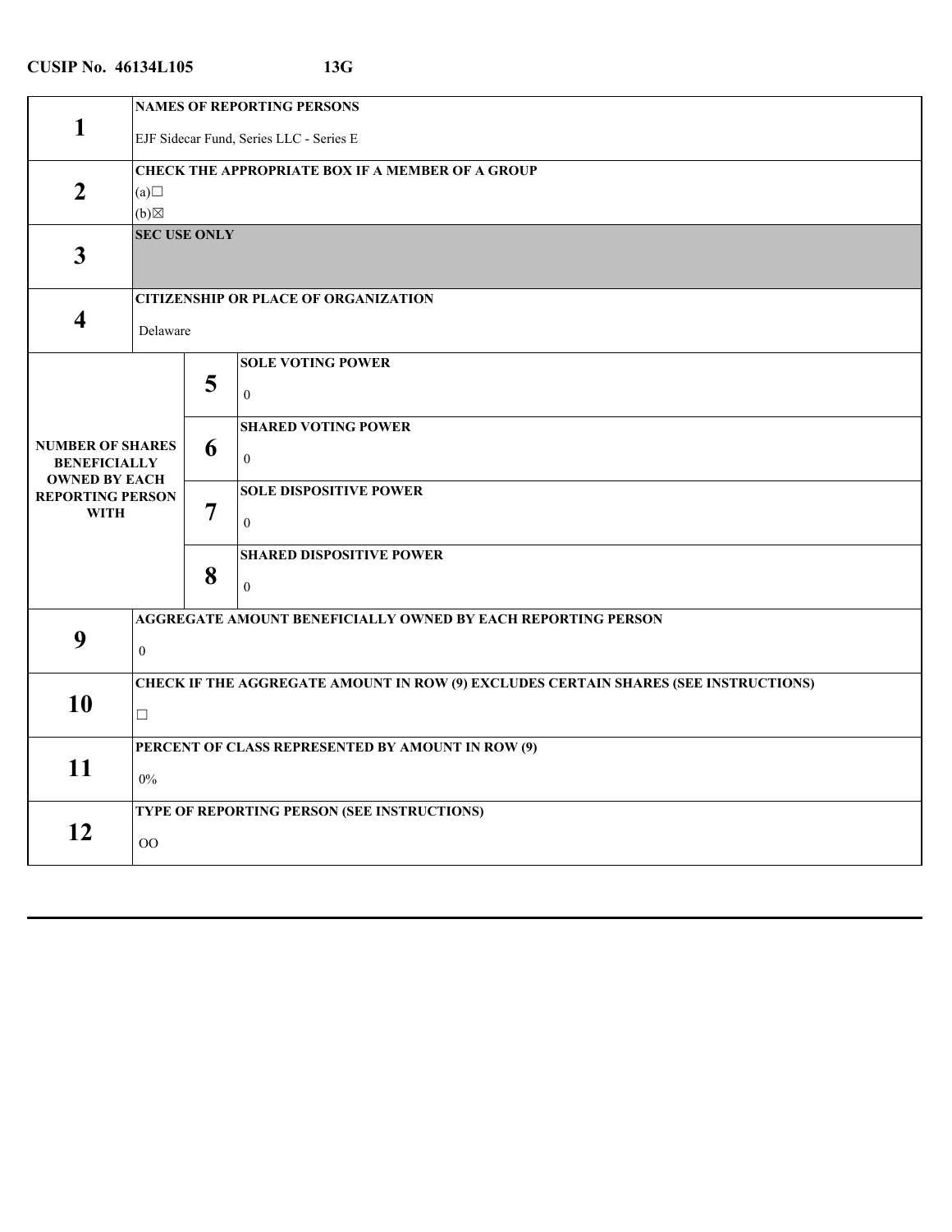**CUSIP No. 46134L105** **13G**

| | | | |
|---|---|---|---|
| **1** | **NAMES OF REPORTING PERSONS**<br><br>EJF Sidecar Fund, Series LLC - Series E | | |
| **2** | **CHECK THE APPROPRIATE BOX IF A MEMBER OF A GROUP**<br>(a)☐<br>(b)☒ | | |
| **3** | **SEC USE ONLY** | | |
| **4** | **CITIZENSHIP OR PLACE OF ORGANIZATION**<br><br>Delaware | | |
| **NUMBER OF SHARES BENEFICIALLY OWNED BY EACH REPORTING PERSON WITH** | | **5** | **SOLE VOTING POWER**<br><br>0 |
| | | **6** | **SHARED VOTING POWER**<br><br>0 |
| | | **7** | **SOLE DISPOSITIVE POWER**<br><br>0 |
| | | **8** | **SHARED DISPOSITIVE POWER**<br><br>0 |
| **9** | **AGGREGATE AMOUNT BENEFICIALLY OWNED BY EACH REPORTING PERSON**<br><br>0 | | |
| **10** | **CHECK IF THE AGGREGATE AMOUNT IN ROW (9) EXCLUDES CERTAIN SHARES (SEE INSTRUCTIONS)**<br><br>☐ | | |
| **11** | **PERCENT OF CLASS REPRESENTED BY AMOUNT IN ROW (9)**<br><br>0% | | |
| **12** | **TYPE OF REPORTING PERSON (SEE INSTRUCTIONS)**<br><br>OO | | |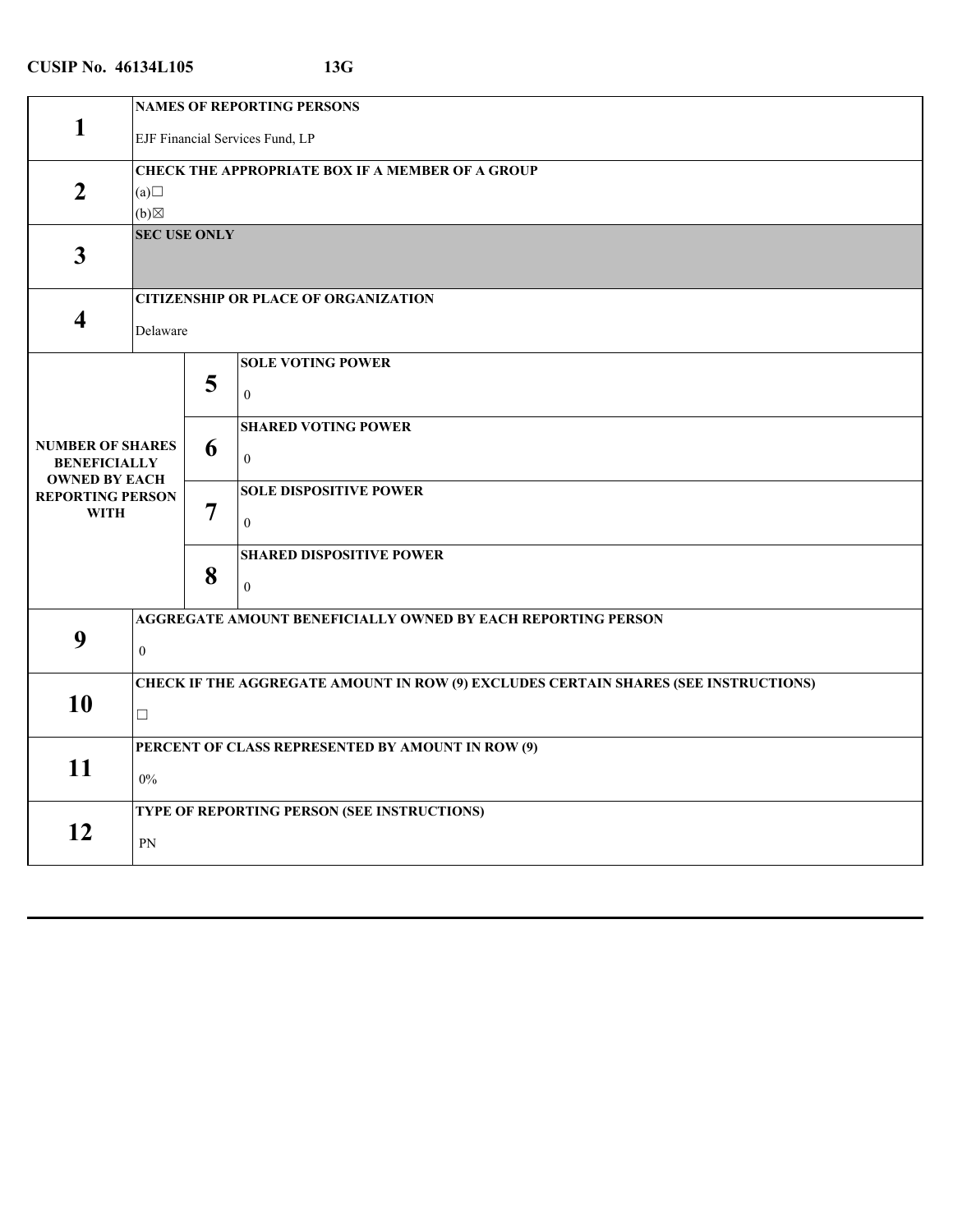**CUSIP No. 46134L105 13G**

| | | |
|---|---|---|
| **1** | **NAMES OF REPORTING PERSONS** | |
| | EJF Financial Services Fund, LP | |
| **2** | **CHECK THE APPROPRIATE BOX IF A MEMBER OF A GROUP** | |
| | (a)☐ (b)☒ | |
| **3** | **SEC USE ONLY** | |
| **4** | **CITIZENSHIP OR PLACE OF ORGANIZATION** | |
| | Delaware | |
| **NUMBER OF SHARES BENEFICIALLY OWNED BY EACH REPORTING PERSON WITH** | **5** | **SOLE VOTING POWER** 0 |
| | **6** | **SHARED VOTING POWER** 0 |
| | **7** | **SOLE DISPOSITIVE POWER** 0 |
| | **8** | **SHARED DISPOSITIVE POWER** 0 |
| **9** | **AGGREGATE AMOUNT BENEFICIALLY OWNED BY EACH REPORTING PERSON** | |
| | 0 | |
| **10** | **CHECK IF THE AGGREGATE AMOUNT IN ROW (9) EXCLUDES CERTAIN SHARES (SEE INSTRUCTIONS)** | |
| | ☐ | |
| **11** | **PERCENT OF CLASS REPRESENTED BY AMOUNT IN ROW (9)** | |
| | 0% | |
| **12** | **TYPE OF REPORTING PERSON (SEE INSTRUCTIONS)** | |
| | PN | |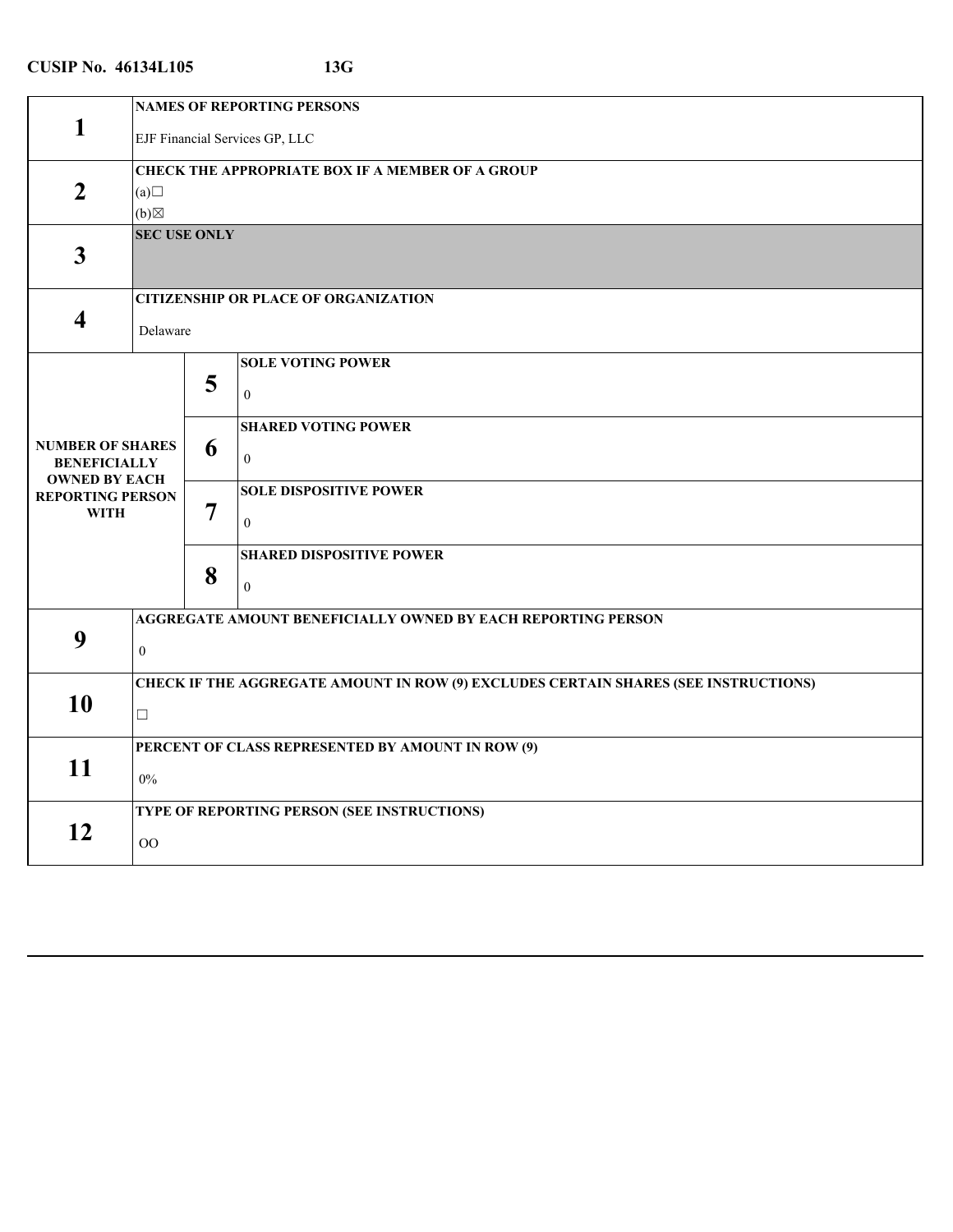**CUSIP No. 46134L105 13G**

| | | | |
|---|---|---|---|
| **1** | **NAMES OF REPORTING PERSONS**<br>EJF Financial Services GP, LLC | | |
| **2** | **CHECK THE APPROPRIATE BOX IF A MEMBER OF A GROUP**<br>(a)☐<br>(b)☒ | | |
| **3** | **SEC USE ONLY** | | |
| **4** | **CITIZENSHIP OR PLACE OF ORGANIZATION**<br>Delaware | | |
| **NUMBER OF SHARES BENEFICIALLY OWNED BY EACH REPORTING PERSON WITH** | | **5** | **SOLE VOTING POWER**<br>0 |
| | | **6** | **SHARED VOTING POWER**<br>0 |
| | | **7** | **SOLE DISPOSITIVE POWER**<br>0 |
| | | **8** | **SHARED DISPOSITIVE POWER**<br>0 |
| **9** | **AGGREGATE AMOUNT BENEFICIALLY OWNED BY EACH REPORTING PERSON**<br>0 | | |
| **10** | **CHECK IF THE AGGREGATE AMOUNT IN ROW (9) EXCLUDES CERTAIN SHARES (SEE INSTRUCTIONS)**<br>☐ | | |
| **11** | **PERCENT OF CLASS REPRESENTED BY AMOUNT IN ROW (9)**<br>0% | | |
| **12** | **TYPE OF REPORTING PERSON (SEE INSTRUCTIONS)**<br>OO | | |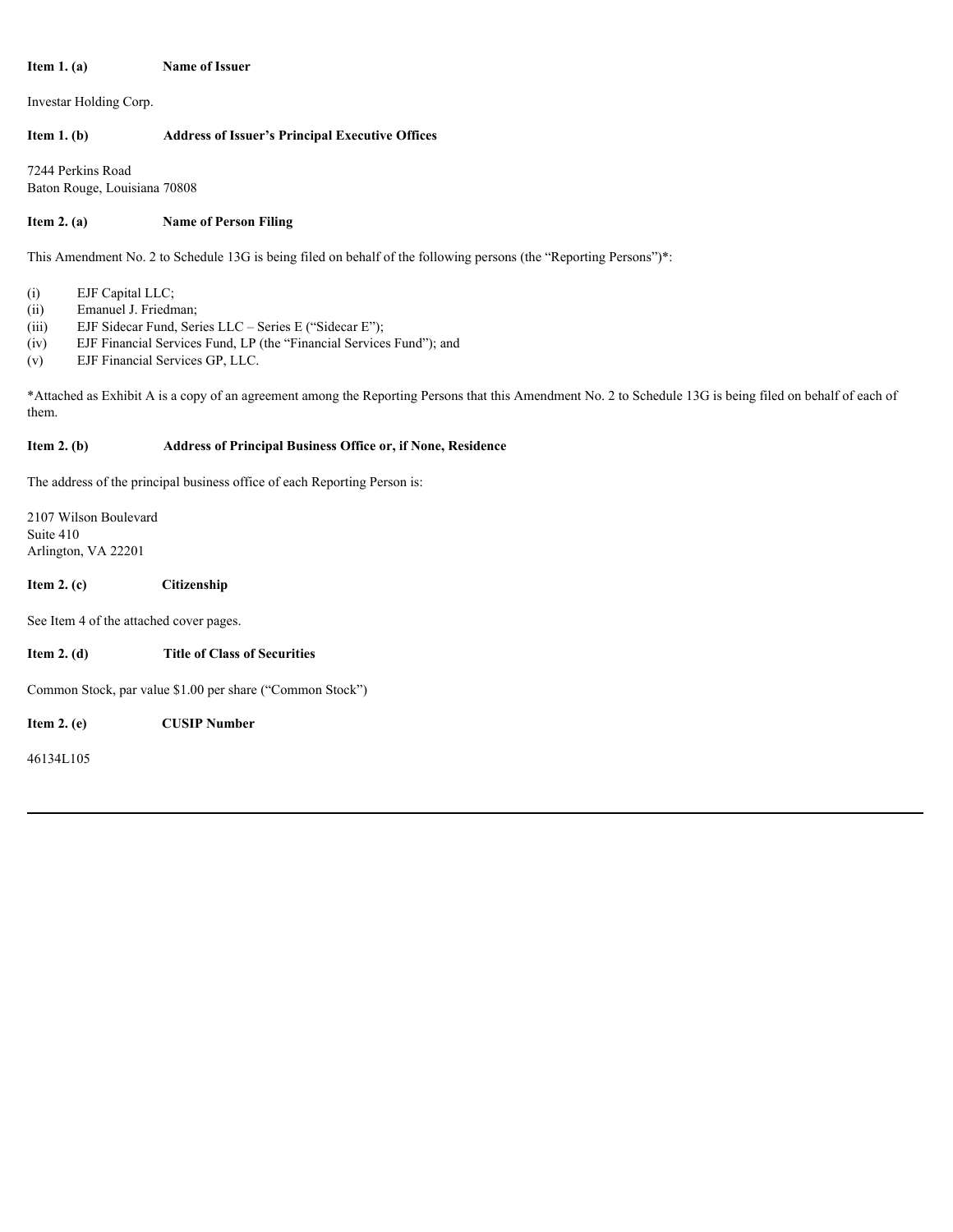**Item 1. (a) Name of Issuer**

Investar Holding Corp.

**Item 1. (b) Address of Issuer's Principal Executive Offices**

7244 Perkins Road
Baton Rouge, Louisiana 70808

**Item 2. (a) Name of Person Filing**

This Amendment No. 2 to Schedule 13G is being filed on behalf of the following persons (the "Reporting Persons")*:

(i) EJF Capital LLC;
(ii) Emanuel J. Friedman;
(iii) EJF Sidecar Fund, Series LLC – Series E ("Sidecar E");
(iv) EJF Financial Services Fund, LP (the "Financial Services Fund"); and
(v) EJF Financial Services GP, LLC.

*Attached as Exhibit A is a copy of an agreement among the Reporting Persons that this Amendment No. 2 to Schedule 13G is being filed on behalf of each of them.

**Item 2. (b) Address of Principal Business Office or, if None, Residence**

The address of the principal business office of each Reporting Person is:

2107 Wilson Boulevard
Suite 410
Arlington, VA 22201

**Item 2. (c) Citizenship**

See Item 4 of the attached cover pages.

**Item 2. (d) Title of Class of Securities**

Common Stock, par value $1.00 per share ("Common Stock")

**Item 2. (e) CUSIP Number**

46134L105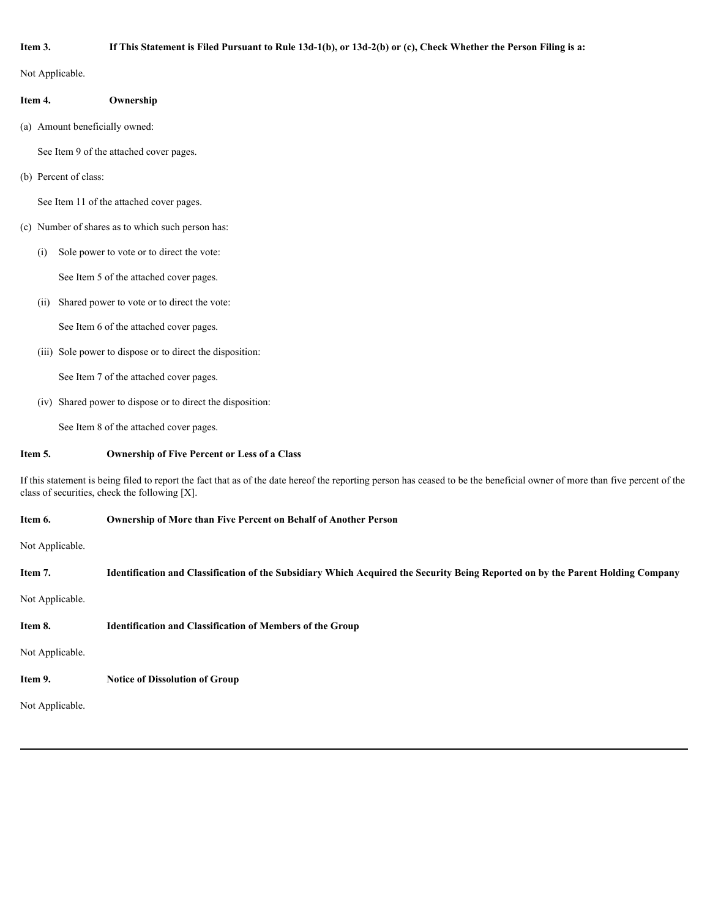**Item 3. If This Statement is Filed Pursuant to Rule 13d-1(b), or 13d-2(b) or (c), Check Whether the Person Filing is a:**

Not Applicable.

**Item 4. Ownership**

(a) Amount beneficially owned:

See Item 9 of the attached cover pages.

(b) Percent of class:

See Item 11 of the attached cover pages.

(c) Number of shares as to which such person has:

(i) Sole power to vote or to direct the vote:

See Item 5 of the attached cover pages.

(ii) Shared power to vote or to direct the vote:

See Item 6 of the attached cover pages.

(iii) Sole power to dispose or to direct the disposition:

See Item 7 of the attached cover pages.

(iv) Shared power to dispose or to direct the disposition:

See Item 8 of the attached cover pages.

**Item 5. Ownership of Five Percent or Less of a Class**

If this statement is being filed to report the fact that as of the date hereof the reporting person has ceased to be the beneficial owner of more than five percent of the class of securities, check the following [X].

**Item 6. Ownership of More than Five Percent on Behalf of Another Person**

Not Applicable.

**Item 7. Identification and Classification of the Subsidiary Which Acquired the Security Being Reported on by the Parent Holding Company**

Not Applicable.

**Item 8. Identification and Classification of Members of the Group**

Not Applicable.

**Item 9. Notice of Dissolution of Group**

Not Applicable.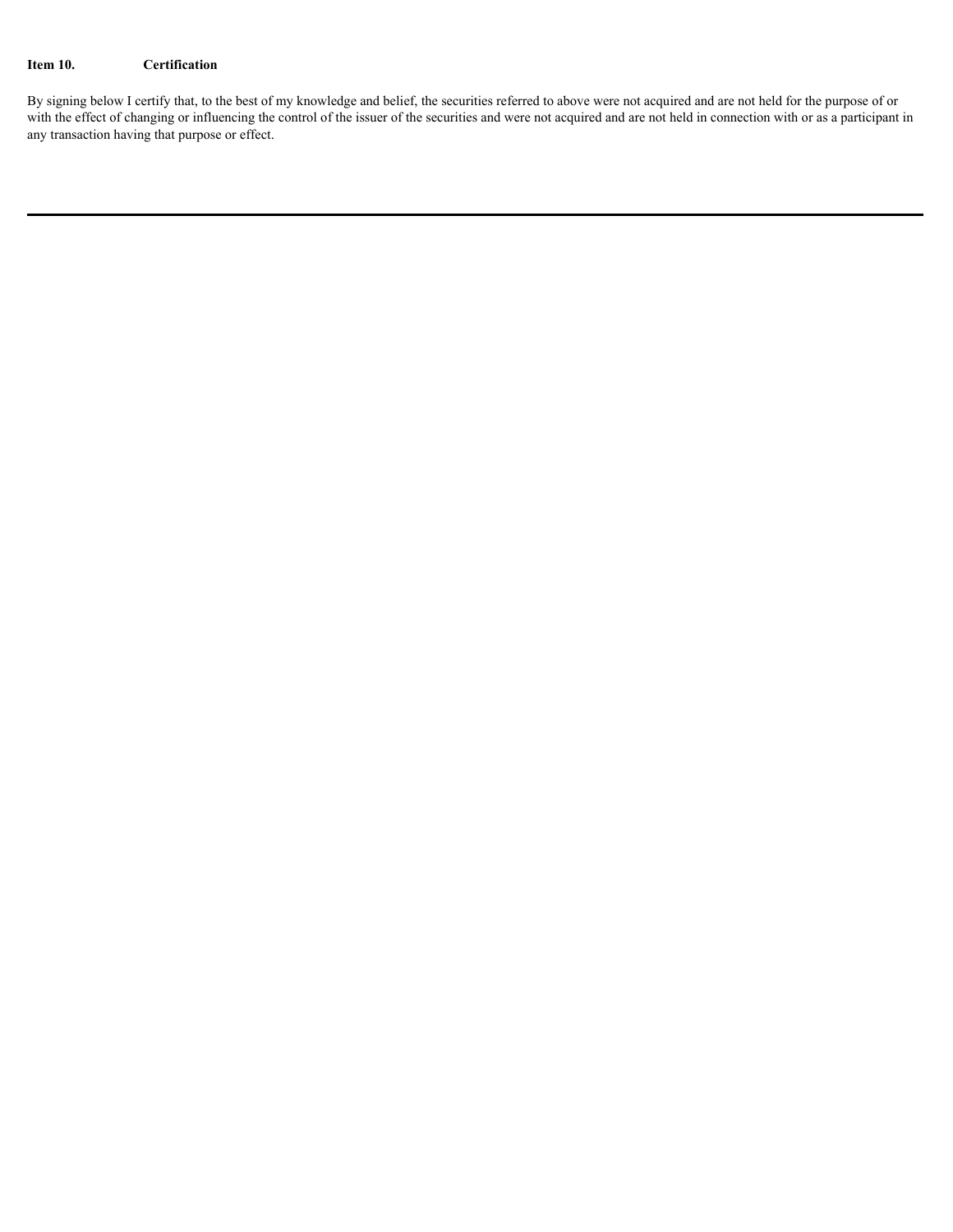**Item 10. Certification**

By signing below I certify that, to the best of my knowledge and belief, the securities referred to above were not acquired and are not held for the purpose of or with the effect of changing or influencing the control of the issuer of the securities and were not acquired and are not held in connection with or as a participant in any transaction having that purpose or effect.

---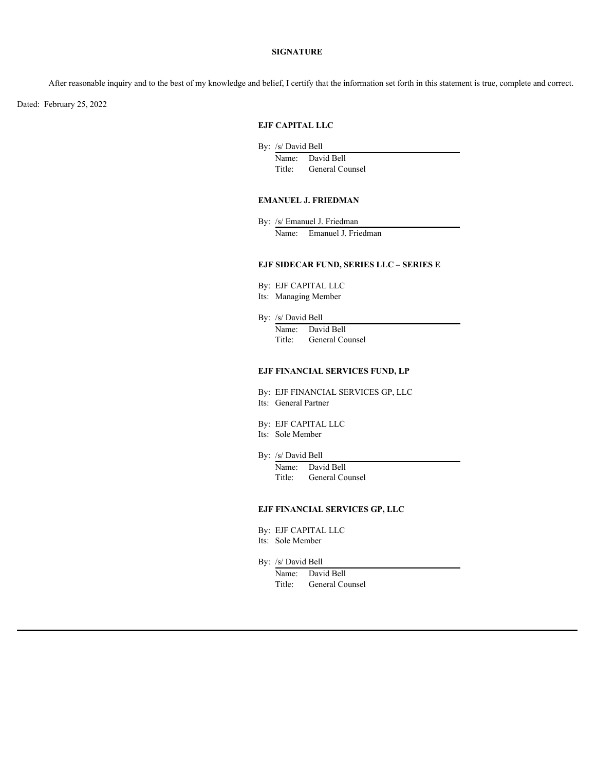**SIGNATURE**

After reasonable inquiry and to the best of my knowledge and belief, I certify that the information set forth in this statement is true, complete and correct.

Dated: February 25, 2022

**EJF CAPITAL LLC**

By: /s/ David Bell
Name: David Bell
Title: General Counsel

**EMANUEL J. FRIEDMAN**

By: /s/ Emanuel J. Friedman
Name: Emanuel J. Friedman

**EJF SIDECAR FUND, SERIES LLC – SERIES E**

By: EJF CAPITAL LLC
Its: Managing Member

By: /s/ David Bell
Name: David Bell
Title: General Counsel

**EJF FINANCIAL SERVICES FUND, LP**

By: EJF FINANCIAL SERVICES GP, LLC
Its: General Partner

By: EJF CAPITAL LLC
Its: Sole Member

By: /s/ David Bell
Name: David Bell
Title: General Counsel

**EJF FINANCIAL SERVICES GP, LLC**

By: EJF CAPITAL LLC
Its: Sole Member

By: /s/ David Bell
Name: David Bell
Title: General Counsel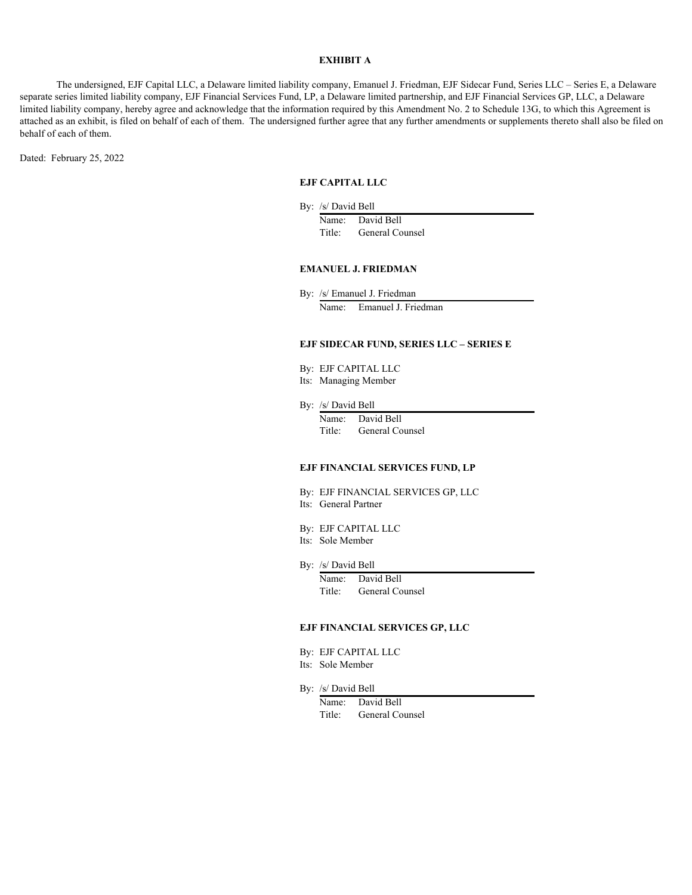# EXHIBIT A

The undersigned, EJF Capital LLC, a Delaware limited liability company, Emanuel J. Friedman, EJF Sidecar Fund, Series LLC – Series E, a Delaware separate series limited liability company, EJF Financial Services Fund, LP, a Delaware limited partnership, and EJF Financial Services GP, LLC, a Delaware limited liability company, hereby agree and acknowledge that the information required by this Amendment No. 2 to Schedule 13G, to which this Agreement is attached as an exhibit, is filed on behalf of each of them. The undersigned further agree that any further amendments or supplements thereto shall also be filed on behalf of each of them.

Dated: February 25, 2022

**EJF CAPITAL LLC**

By: /s/ David Bell
Name: David Bell
Title: General Counsel

**EMANUEL J. FRIEDMAN**

By: /s/ Emanuel J. Friedman
Name: Emanuel J. Friedman

**EJF SIDECAR FUND, SERIES LLC – SERIES E**

By: EJF CAPITAL LLC
Its: Managing Member

By: /s/ David Bell
Name: David Bell
Title: General Counsel

**EJF FINANCIAL SERVICES FUND, LP**

By: EJF FINANCIAL SERVICES GP, LLC
Its: General Partner

By: EJF CAPITAL LLC
Its: Sole Member

By: /s/ David Bell
Name: David Bell
Title: General Counsel

**EJF FINANCIAL SERVICES GP, LLC**

By: EJF CAPITAL LLC
Its: Sole Member

By: /s/ David Bell
Name: David Bell
Title: General Counsel